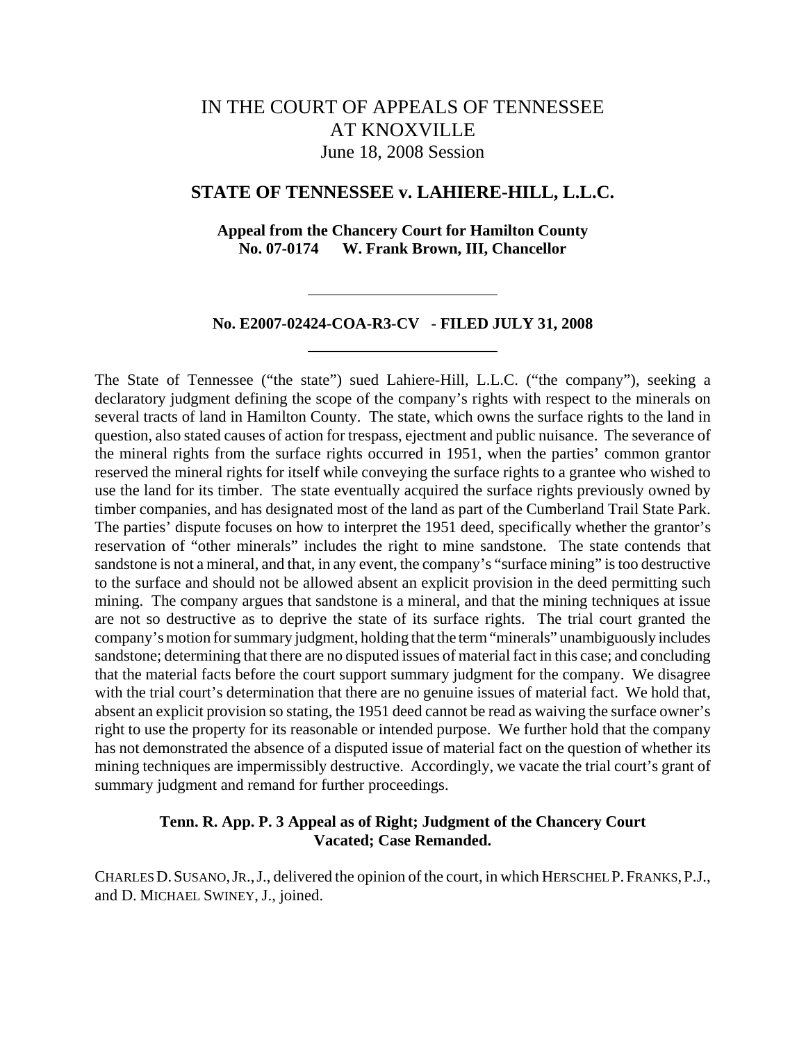# IN THE COURT OF APPEALS OF TENNESSEE AT KNOXVILLE

June 18, 2008 Session

## STATE OF TENNESSEE v. LAHIERE-HILL, L.L.C.

**Appeal from the Chancery Court for Hamilton County**
**No. 07-0174 W. Frank Brown, III, Chancellor**

---

**No. E2007-02424-COA-R3-CV - FILED JULY 31, 2008**

---

The State of Tennessee ("the state") sued Lahiere-Hill, L.L.C. ("the company"), seeking a declaratory judgment defining the scope of the company's rights with respect to the minerals on several tracts of land in Hamilton County. The state, which owns the surface rights to the land in question, also stated causes of action for trespass, ejectment and public nuisance. The severance of the mineral rights from the surface rights occurred in 1951, when the parties' common grantor reserved the mineral rights for itself while conveying the surface rights to a grantee who wished to use the land for its timber. The state eventually acquired the surface rights previously owned by timber companies, and has designated most of the land as part of the Cumberland Trail State Park. The parties' dispute focuses on how to interpret the 1951 deed, specifically whether the grantor's reservation of "other minerals" includes the right to mine sandstone. The state contends that sandstone is not a mineral, and that, in any event, the company's "surface mining" is too destructive to the surface and should not be allowed absent an explicit provision in the deed permitting such mining. The company argues that sandstone is a mineral, and that the mining techniques at issue are not so destructive as to deprive the state of its surface rights. The trial court granted the company's motion for summary judgment, holding that the term "minerals" unambiguously includes sandstone; determining that there are no disputed issues of material fact in this case; and concluding that the material facts before the court support summary judgment for the company. We disagree with the trial court's determination that there are no genuine issues of material fact. We hold that, absent an explicit provision so stating, the 1951 deed cannot be read as waiving the surface owner's right to use the property for its reasonable or intended purpose. We further hold that the company has not demonstrated the absence of a disputed issue of material fact on the question of whether its mining techniques are impermissibly destructive. Accordingly, we vacate the trial court's grant of summary judgment and remand for further proceedings.

**Tenn. R. App. P. 3 Appeal as of Right; Judgment of the Chancery Court Vacated; Case Remanded.**

CHARLES D. SUSANO, JR., J., delivered the opinion of the court, in which HERSCHEL P. FRANKS, P.J., and D. MICHAEL SWINEY, J., joined.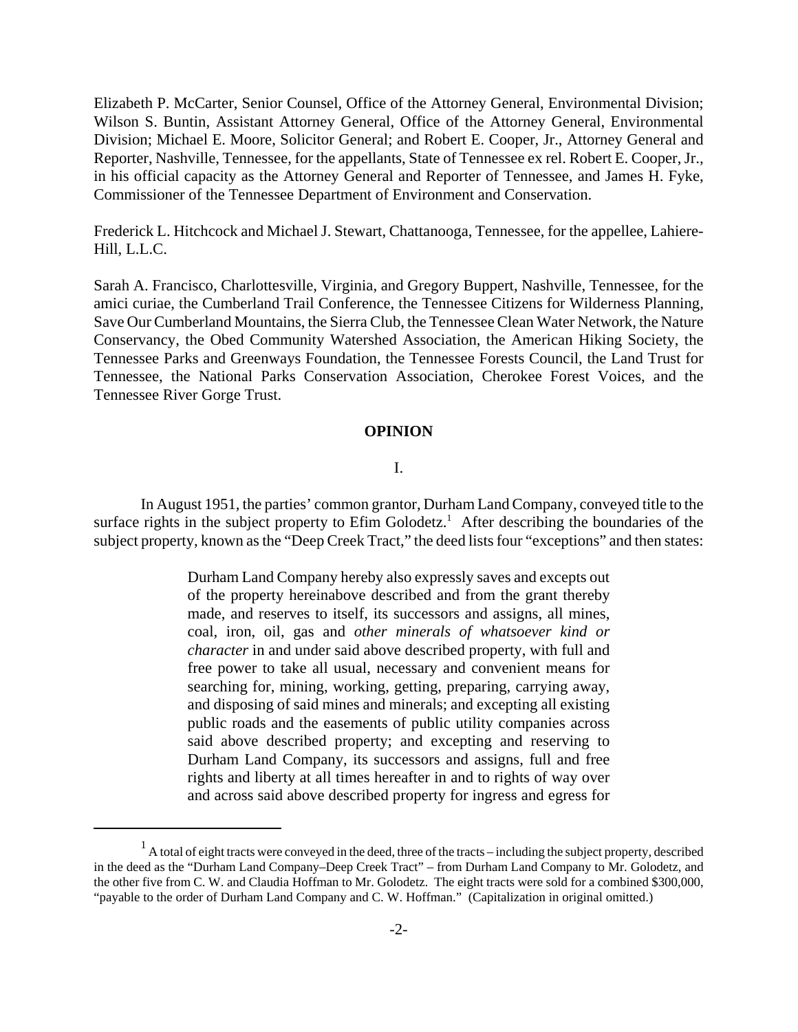Elizabeth P. McCarter, Senior Counsel, Office of the Attorney General, Environmental Division; Wilson S. Buntin, Assistant Attorney General, Office of the Attorney General, Environmental Division; Michael E. Moore, Solicitor General; and Robert E. Cooper, Jr., Attorney General and Reporter, Nashville, Tennessee, for the appellants, State of Tennessee ex rel. Robert E. Cooper, Jr., in his official capacity as the Attorney General and Reporter of Tennessee, and James H. Fyke, Commissioner of the Tennessee Department of Environment and Conservation.

Frederick L. Hitchcock and Michael J. Stewart, Chattanooga, Tennessee, for the appellee, Lahiere-Hill, L.L.C.

Sarah A. Francisco, Charlottesville, Virginia, and Gregory Buppert, Nashville, Tennessee, for the amici curiae, the Cumberland Trail Conference, the Tennessee Citizens for Wilderness Planning, Save Our Cumberland Mountains, the Sierra Club, the Tennessee Clean Water Network, the Nature Conservancy, the Obed Community Watershed Association, the American Hiking Society, the Tennessee Parks and Greenways Foundation, the Tennessee Forests Council, the Land Trust for Tennessee, the National Parks Conservation Association, Cherokee Forest Voices, and the Tennessee River Gorge Trust.

## OPINION

### I.

In August 1951, the parties' common grantor, Durham Land Company, conveyed title to the surface rights in the subject property to Efim Golodetz.[1] After describing the boundaries of the subject property, known as the "Deep Creek Tract," the deed lists four "exceptions" and then states:

> Durham Land Company hereby also expressly saves and excepts out of the property hereinabove described and from the grant thereby made, and reserves to itself, its successors and assigns, all mines, coal, iron, oil, gas and *other minerals of whatsoever kind or character* in and under said above described property, with full and free power to take all usual, necessary and convenient means for searching for, mining, working, getting, preparing, carrying away, and disposing of said mines and minerals; and excepting all existing public roads and the easements of public utility companies across said above described property; and excepting and reserving to Durham Land Company, its successors and assigns, full and free rights and liberty at all times hereafter in and to rights of way over and across said above described property for ingress and egress for

[1] A total of eight tracts were conveyed in the deed, three of the tracts – including the subject property, described in the deed as the "Durham Land Company–Deep Creek Tract" – from Durham Land Company to Mr. Golodetz, and the other five from C. W. and Claudia Hoffman to Mr. Golodetz. The eight tracts were sold for a combined $300,000, "payable to the order of Durham Land Company and C. W. Hoffman." (Capitalization in original omitted.)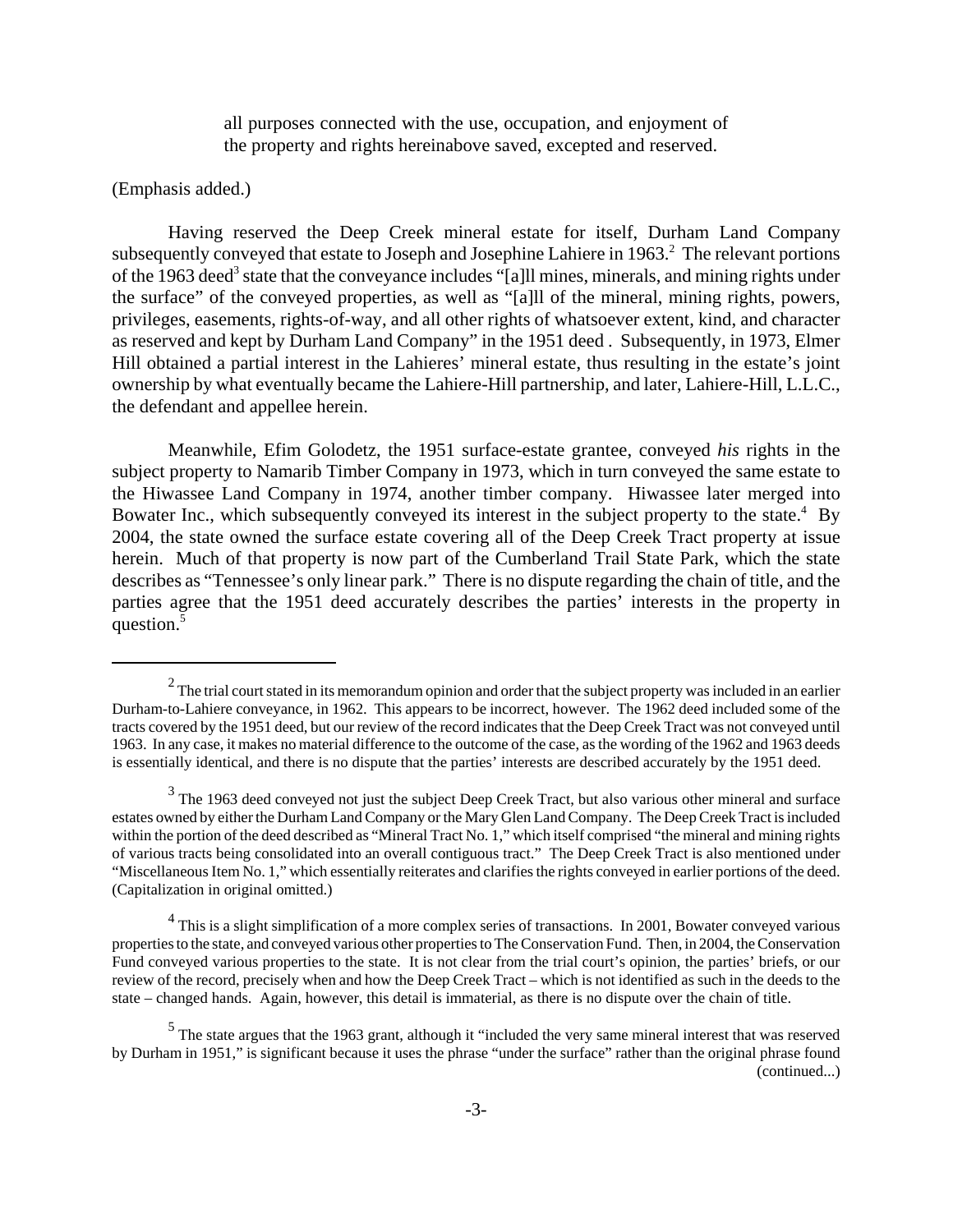> all purposes connected with the use, occupation, and enjoyment of the property and rights hereinabove saved, excepted and reserved.

(Emphasis added.)

Having reserved the Deep Creek mineral estate for itself, Durham Land Company subsequently conveyed that estate to Joseph and Josephine Lahiere in 1963.[2] The relevant portions of the 1963 deed[3] state that the conveyance includes "[a]ll mines, minerals, and mining rights under the surface" of the conveyed properties, as well as "[a]ll of the mineral, mining rights, powers, privileges, easements, rights-of-way, and all other rights of whatsoever extent, kind, and character as reserved and kept by Durham Land Company" in the 1951 deed . Subsequently, in 1973, Elmer Hill obtained a partial interest in the Lahieres' mineral estate, thus resulting in the estate's joint ownership by what eventually became the Lahiere-Hill partnership, and later, Lahiere-Hill, L.L.C., the defendant and appellee herein.

Meanwhile, Efim Golodetz, the 1951 surface-estate grantee, conveyed *his* rights in the subject property to Namarib Timber Company in 1973, which in turn conveyed the same estate to the Hiwassee Land Company in 1974, another timber company. Hiwassee later merged into Bowater Inc., which subsequently conveyed its interest in the subject property to the state.[4] By 2004, the state owned the surface estate covering all of the Deep Creek Tract property at issue herein. Much of that property is now part of the Cumberland Trail State Park, which the state describes as "Tennessee's only linear park." There is no dispute regarding the chain of title, and the parties agree that the 1951 deed accurately describes the parties' interests in the property in question.[5]

---

[2] The trial court stated in its memorandum opinion and order that the subject property was included in an earlier Durham-to-Lahiere conveyance, in 1962. This appears to be incorrect, however. The 1962 deed included some of the tracts covered by the 1951 deed, but our review of the record indicates that the Deep Creek Tract was not conveyed until 1963. In any case, it makes no material difference to the outcome of the case, as the wording of the 1962 and 1963 deeds is essentially identical, and there is no dispute that the parties' interests are described accurately by the 1951 deed.

[3] The 1963 deed conveyed not just the subject Deep Creek Tract, but also various other mineral and surface estates owned by either the Durham Land Company or the Mary Glen Land Company. The Deep Creek Tract is included within the portion of the deed described as "Mineral Tract No. 1," which itself comprised "the mineral and mining rights of various tracts being consolidated into an overall contiguous tract." The Deep Creek Tract is also mentioned under "Miscellaneous Item No. 1," which essentially reiterates and clarifies the rights conveyed in earlier portions of the deed. (Capitalization in original omitted.)

[4] This is a slight simplification of a more complex series of transactions. In 2001, Bowater conveyed various properties to the state, and conveyed various other properties to The Conservation Fund. Then, in 2004, the Conservation Fund conveyed various properties to the state. It is not clear from the trial court's opinion, the parties' briefs, or our review of the record, precisely when and how the Deep Creek Tract – which is not identified as such in the deeds to the state – changed hands. Again, however, this detail is immaterial, as there is no dispute over the chain of title.

[5] The state argues that the 1963 grant, although it "included the very same mineral interest that was reserved by Durham in 1951," is significant because it uses the phrase "under the surface" rather than the original phrase found (continued...)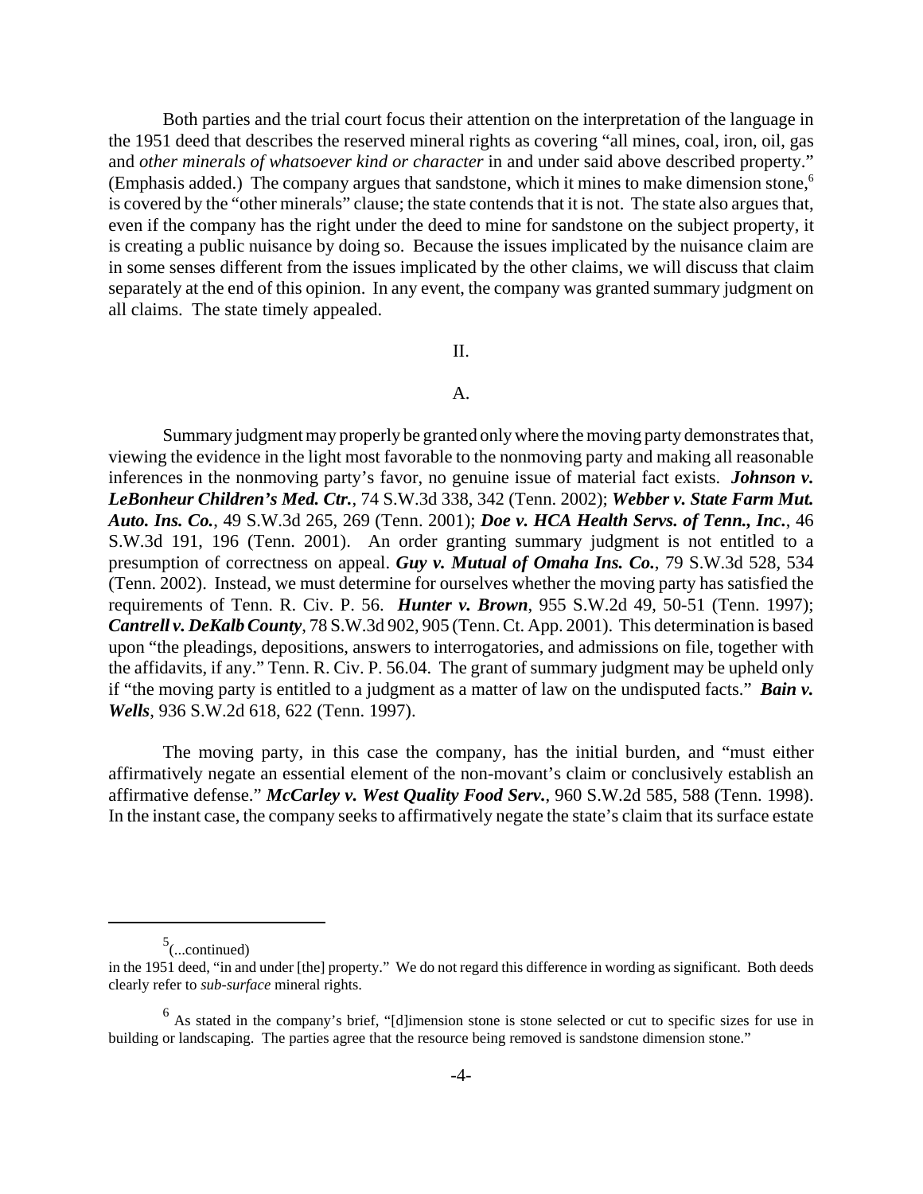Both parties and the trial court focus their attention on the interpretation of the language in the 1951 deed that describes the reserved mineral rights as covering "all mines, coal, iron, oil, gas and *other minerals of whatsoever kind or character* in and under said above described property." (Emphasis added.) The company argues that sandstone, which it mines to make dimension stone,[6] is covered by the "other minerals" clause; the state contends that it is not. The state also argues that, even if the company has the right under the deed to mine for sandstone on the subject property, it is creating a public nuisance by doing so. Because the issues implicated by the nuisance claim are in some senses different from the issues implicated by the other claims, we will discuss that claim separately at the end of this opinion. In any event, the company was granted summary judgment on all claims. The state timely appealed.

II.

A.

Summary judgment may properly be granted only where the moving party demonstrates that, viewing the evidence in the light most favorable to the nonmoving party and making all reasonable inferences in the nonmoving party's favor, no genuine issue of material fact exists. ***Johnson v. LeBonheur Children's Med. Ctr.***, 74 S.W.3d 338, 342 (Tenn. 2002); ***Webber v. State Farm Mut. Auto. Ins. Co.***, 49 S.W.3d 265, 269 (Tenn. 2001); ***Doe v. HCA Health Servs. of Tenn., Inc.***, 46 S.W.3d 191, 196 (Tenn. 2001). An order granting summary judgment is not entitled to a presumption of correctness on appeal. ***Guy v. Mutual of Omaha Ins. Co.***, 79 S.W.3d 528, 534 (Tenn. 2002). Instead, we must determine for ourselves whether the moving party has satisfied the requirements of Tenn. R. Civ. P. 56. ***Hunter v. Brown***, 955 S.W.2d 49, 50-51 (Tenn. 1997); ***Cantrell v. DeKalb County***, 78 S.W.3d 902, 905 (Tenn. Ct. App. 2001). This determination is based upon "the pleadings, depositions, answers to interrogatories, and admissions on file, together with the affidavits, if any." Tenn. R. Civ. P. 56.04. The grant of summary judgment may be upheld only if "the moving party is entitled to a judgment as a matter of law on the undisputed facts." ***Bain v. Wells***, 936 S.W.2d 618, 622 (Tenn. 1997).

The moving party, in this case the company, has the initial burden, and "must either affirmatively negate an essential element of the non-movant's claim or conclusively establish an affirmative defense." ***McCarley v. West Quality Food Serv.***, 960 S.W.2d 585, 588 (Tenn. 1998). In the instant case, the company seeks to affirmatively negate the state's claim that its surface estate

---

[5](...continued)
in the 1951 deed, "in and under [the] property." We do not regard this difference in wording as significant. Both deeds clearly refer to *sub-surface* mineral rights.

[6] As stated in the company's brief, "[d]imension stone is stone selected or cut to specific sizes for use in building or landscaping. The parties agree that the resource being removed is sandstone dimension stone."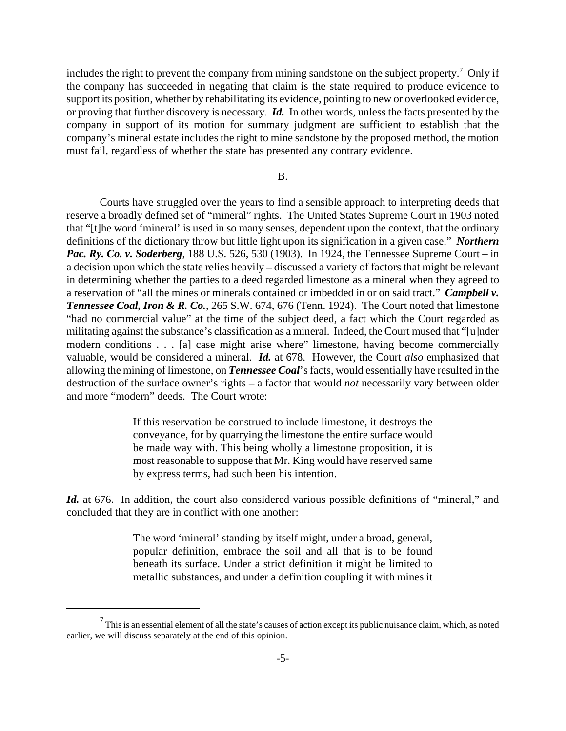includes the right to prevent the company from mining sandstone on the subject property.[7] Only if the company has succeeded in negating that claim is the state required to produce evidence to support its position, whether by rehabilitating its evidence, pointing to new or overlooked evidence, or proving that further discovery is necessary. ***Id.*** In other words, unless the facts presented by the company in support of its motion for summary judgment are sufficient to establish that the company's mineral estate includes the right to mine sandstone by the proposed method, the motion must fail, regardless of whether the state has presented any contrary evidence.

B.

Courts have struggled over the years to find a sensible approach to interpreting deeds that reserve a broadly defined set of "mineral" rights. The United States Supreme Court in 1903 noted that "[t]he word 'mineral' is used in so many senses, dependent upon the context, that the ordinary definitions of the dictionary throw but little light upon its signification in a given case." ***Northern Pac. Ry. Co. v. Soderberg***, 188 U.S. 526, 530 (1903). In 1924, the Tennessee Supreme Court – in a decision upon which the state relies heavily – discussed a variety of factors that might be relevant in determining whether the parties to a deed regarded limestone as a mineral when they agreed to a reservation of "all the mines or minerals contained or imbedded in or on said tract." ***Campbell v. Tennessee Coal, Iron & R. Co.***, 265 S.W. 674, 676 (Tenn. 1924). The Court noted that limestone "had no commercial value" at the time of the subject deed, a fact which the Court regarded as militating against the substance's classification as a mineral. Indeed, the Court mused that "[u]nder modern conditions . . . [a] case might arise where" limestone, having become commercially valuable, would be considered a mineral. ***Id.*** at 678. However, the Court *also* emphasized that allowing the mining of limestone, on ***Tennessee Coal***'s facts, would essentially have resulted in the destruction of the surface owner's rights – a factor that would *not* necessarily vary between older and more "modern" deeds. The Court wrote:

> If this reservation be construed to include limestone, it destroys the conveyance, for by quarrying the limestone the entire surface would be made way with. This being wholly a limestone proposition, it is most reasonable to suppose that Mr. King would have reserved same by express terms, had such been his intention.

***Id.*** at 676. In addition, the court also considered various possible definitions of "mineral," and concluded that they are in conflict with one another:

> The word 'mineral' standing by itself might, under a broad, general, popular definition, embrace the soil and all that is to be found beneath its surface. Under a strict definition it might be limited to metallic substances, and under a definition coupling it with mines it

---

[7] This is an essential element of all the state's causes of action except its public nuisance claim, which, as noted earlier, we will discuss separately at the end of this opinion.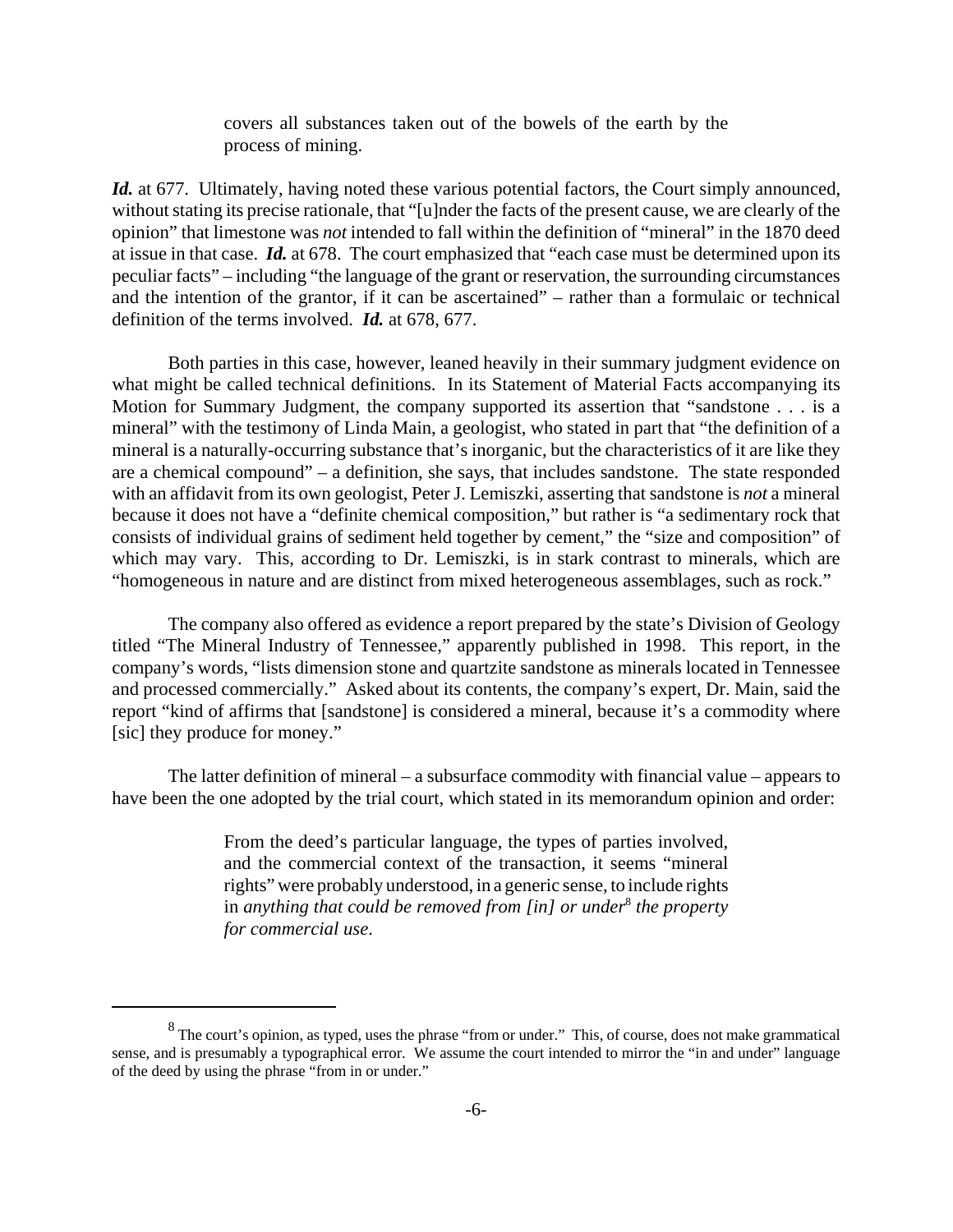> covers all substances taken out of the bowels of the earth by the process of mining.

***Id.*** at 677. Ultimately, having noted these various potential factors, the Court simply announced, without stating its precise rationale, that "[u]nder the facts of the present cause, we are clearly of the opinion" that limestone was *not* intended to fall within the definition of "mineral" in the 1870 deed at issue in that case. ***Id.*** at 678. The court emphasized that "each case must be determined upon its peculiar facts" – including "the language of the grant or reservation, the surrounding circumstances and the intention of the grantor, if it can be ascertained" – rather than a formulaic or technical definition of the terms involved. ***Id.*** at 678, 677.

Both parties in this case, however, leaned heavily in their summary judgment evidence on what might be called technical definitions. In its Statement of Material Facts accompanying its Motion for Summary Judgment, the company supported its assertion that "sandstone . . . is a mineral" with the testimony of Linda Main, a geologist, who stated in part that "the definition of a mineral is a naturally-occurring substance that's inorganic, but the characteristics of it are like they are a chemical compound" – a definition, she says, that includes sandstone. The state responded with an affidavit from its own geologist, Peter J. Lemiszki, asserting that sandstone is *not* a mineral because it does not have a "definite chemical composition," but rather is "a sedimentary rock that consists of individual grains of sediment held together by cement," the "size and composition" of which may vary. This, according to Dr. Lemiszki, is in stark contrast to minerals, which are "homogeneous in nature and are distinct from mixed heterogeneous assemblages, such as rock."

The company also offered as evidence a report prepared by the state's Division of Geology titled "The Mineral Industry of Tennessee," apparently published in 1998. This report, in the company's words, "lists dimension stone and quartzite sandstone as minerals located in Tennessee and processed commercially." Asked about its contents, the company's expert, Dr. Main, said the report "kind of affirms that [sandstone] is considered a mineral, because it's a commodity where [sic] they produce for money."

The latter definition of mineral – a subsurface commodity with financial value – appears to have been the one adopted by the trial court, which stated in its memorandum opinion and order:

> From the deed's particular language, the types of parties involved, and the commercial context of the transaction, it seems "mineral rights" were probably understood, in a generic sense, to include rights in *anything that could be removed from [in] or under*[8] *the property for commercial use*.

[8] The court's opinion, as typed, uses the phrase "from or under." This, of course, does not make grammatical sense, and is presumably a typographical error. We assume the court intended to mirror the "in and under" language of the deed by using the phrase "from in or under."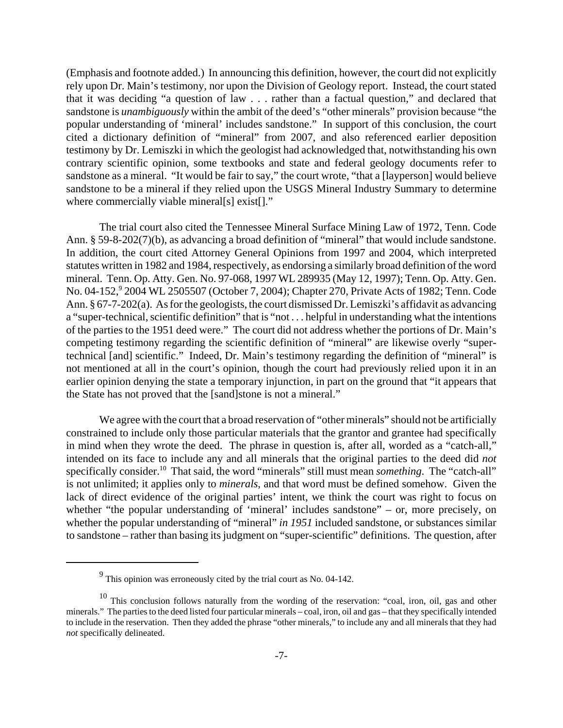(Emphasis and footnote added.) In announcing this definition, however, the court did not explicitly rely upon Dr. Main's testimony, nor upon the Division of Geology report. Instead, the court stated that it was deciding "a question of law . . . rather than a factual question," and declared that sandstone is *unambiguously* within the ambit of the deed's "other minerals" provision because "the popular understanding of 'mineral' includes sandstone." In support of this conclusion, the court cited a dictionary definition of "mineral" from 2007, and also referenced earlier deposition testimony by Dr. Lemiszki in which the geologist had acknowledged that, notwithstanding his own contrary scientific opinion, some textbooks and state and federal geology documents refer to sandstone as a mineral. "It would be fair to say," the court wrote, "that a [layperson] would believe sandstone to be a mineral if they relied upon the USGS Mineral Industry Summary to determine where commercially viable mineral[s] exist[]."

The trial court also cited the Tennessee Mineral Surface Mining Law of 1972, Tenn. Code Ann. § 59-8-202(7)(b), as advancing a broad definition of "mineral" that would include sandstone. In addition, the court cited Attorney General Opinions from 1997 and 2004, which interpreted statutes written in 1982 and 1984, respectively, as endorsing a similarly broad definition of the word mineral. Tenn. Op. Atty. Gen. No. 97-068, 1997 WL 289935 (May 12, 1997); Tenn. Op. Atty. Gen. No. 04-152,[9] 2004 WL 2505507 (October 7, 2004); Chapter 270, Private Acts of 1982; Tenn. Code Ann. § 67-7-202(a). As for the geologists, the court dismissed Dr. Lemiszki's affidavit as advancing a "super-technical, scientific definition" that is "not . . . helpful in understanding what the intentions of the parties to the 1951 deed were." The court did not address whether the portions of Dr. Main's competing testimony regarding the scientific definition of "mineral" are likewise overly "super-technical [and] scientific." Indeed, Dr. Main's testimony regarding the definition of "mineral" is not mentioned at all in the court's opinion, though the court had previously relied upon it in an earlier opinion denying the state a temporary injunction, in part on the ground that "it appears that the State has not proved that the [sand]stone is not a mineral."

We agree with the court that a broad reservation of "other minerals" should not be artificially constrained to include only those particular materials that the grantor and grantee had specifically in mind when they wrote the deed. The phrase in question is, after all, worded as a "catch-all," intended on its face to include any and all minerals that the original parties to the deed did *not* specifically consider.[10] That said, the word "minerals" still must mean *something*. The "catch-all" is not unlimited; it applies only to *minerals*, and that word must be defined somehow. Given the lack of direct evidence of the original parties' intent, we think the court was right to focus on whether "the popular understanding of 'mineral' includes sandstone" – or, more precisely, on whether the popular understanding of "mineral" *in 1951* included sandstone, or substances similar to sandstone – rather than basing its judgment on "super-scientific" definitions. The question, after

---

[9] This opinion was erroneously cited by the trial court as No. 04-142.

[10] This conclusion follows naturally from the wording of the reservation: "coal, iron, oil, gas and other minerals." The parties to the deed listed four particular minerals – coal, iron, oil and gas – that they specifically intended to include in the reservation. Then they added the phrase "other minerals," to include any and all minerals that they had *not* specifically delineated.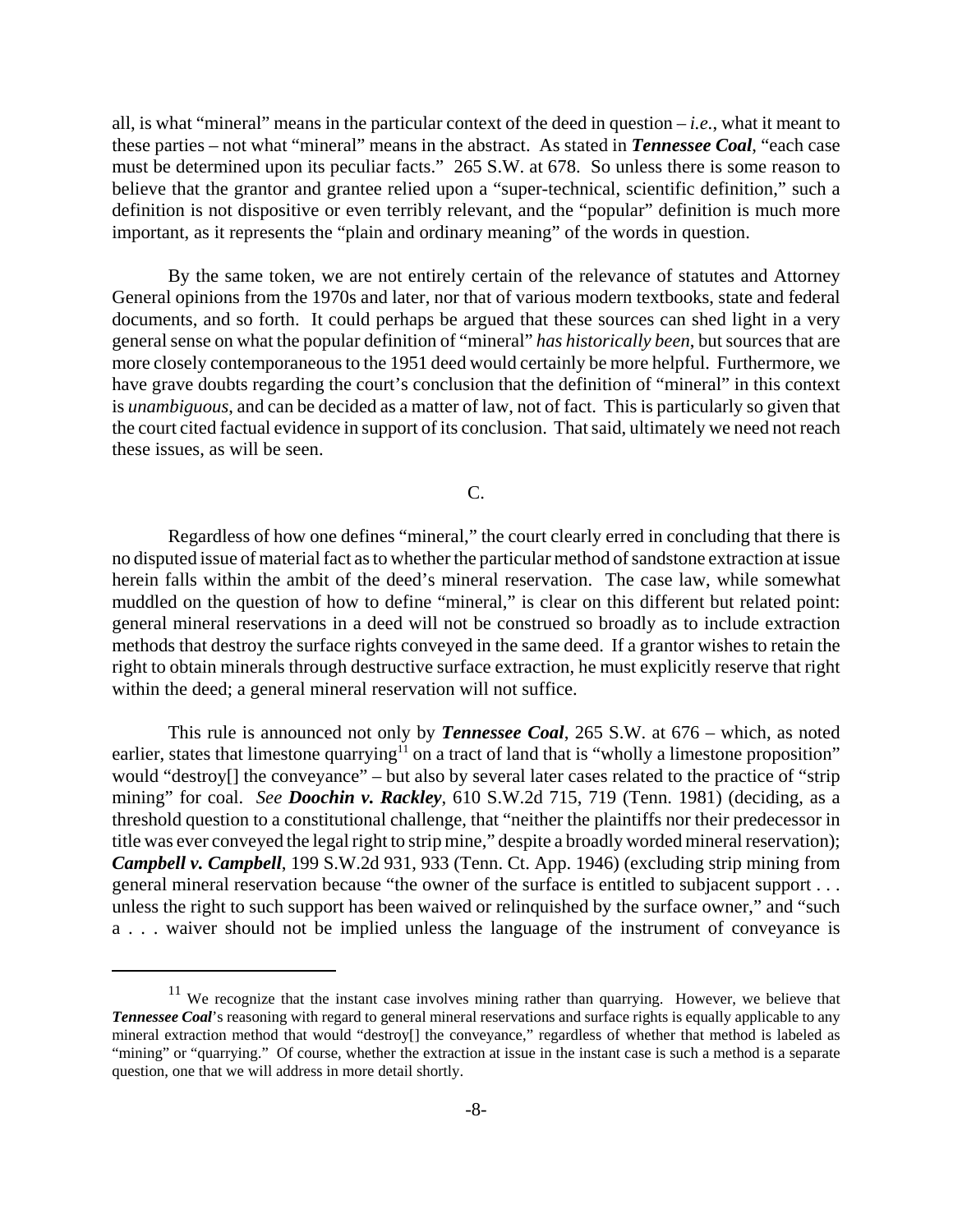all, is what "mineral" means in the particular context of the deed in question – *i.e.*, what it meant to these parties – not what "mineral" means in the abstract. As stated in ***Tennessee Coal***, "each case must be determined upon its peculiar facts." 265 S.W. at 678. So unless there is some reason to believe that the grantor and grantee relied upon a "super-technical, scientific definition," such a definition is not dispositive or even terribly relevant, and the "popular" definition is much more important, as it represents the "plain and ordinary meaning" of the words in question.

By the same token, we are not entirely certain of the relevance of statutes and Attorney General opinions from the 1970s and later, nor that of various modern textbooks, state and federal documents, and so forth. It could perhaps be argued that these sources can shed light in a very general sense on what the popular definition of "mineral" *has historically been*, but sources that are more closely contemporaneous to the 1951 deed would certainly be more helpful. Furthermore, we have grave doubts regarding the court's conclusion that the definition of "mineral" in this context is *unambiguous*, and can be decided as a matter of law, not of fact. This is particularly so given that the court cited factual evidence in support of its conclusion. That said, ultimately we need not reach these issues, as will be seen.

C.

Regardless of how one defines "mineral," the court clearly erred in concluding that there is no disputed issue of material fact as to whether the particular method of sandstone extraction at issue herein falls within the ambit of the deed's mineral reservation. The case law, while somewhat muddled on the question of how to define "mineral," is clear on this different but related point: general mineral reservations in a deed will not be construed so broadly as to include extraction methods that destroy the surface rights conveyed in the same deed. If a grantor wishes to retain the right to obtain minerals through destructive surface extraction, he must explicitly reserve that right within the deed; a general mineral reservation will not suffice.

This rule is announced not only by ***Tennessee Coal***, 265 S.W. at 676 – which, as noted earlier, states that limestone quarrying[11] on a tract of land that is "wholly a limestone proposition" would "destroy[] the conveyance" – but also by several later cases related to the practice of "strip mining" for coal. *See* ***Doochin v. Rackley***, 610 S.W.2d 715, 719 (Tenn. 1981) (deciding, as a threshold question to a constitutional challenge, that "neither the plaintiffs nor their predecessor in title was ever conveyed the legal right to strip mine," despite a broadly worded mineral reservation); ***Campbell v. Campbell***, 199 S.W.2d 931, 933 (Tenn. Ct. App. 1946) (excluding strip mining from general mineral reservation because "the owner of the surface is entitled to subjacent support . . . unless the right to such support has been waived or relinquished by the surface owner," and "such a . . . waiver should not be implied unless the language of the instrument of conveyance is

---

[11] We recognize that the instant case involves mining rather than quarrying. However, we believe that ***Tennessee Coal***'s reasoning with regard to general mineral reservations and surface rights is equally applicable to any mineral extraction method that would "destroy[] the conveyance," regardless of whether that method is labeled as "mining" or "quarrying." Of course, whether the extraction at issue in the instant case is such a method is a separate question, one that we will address in more detail shortly.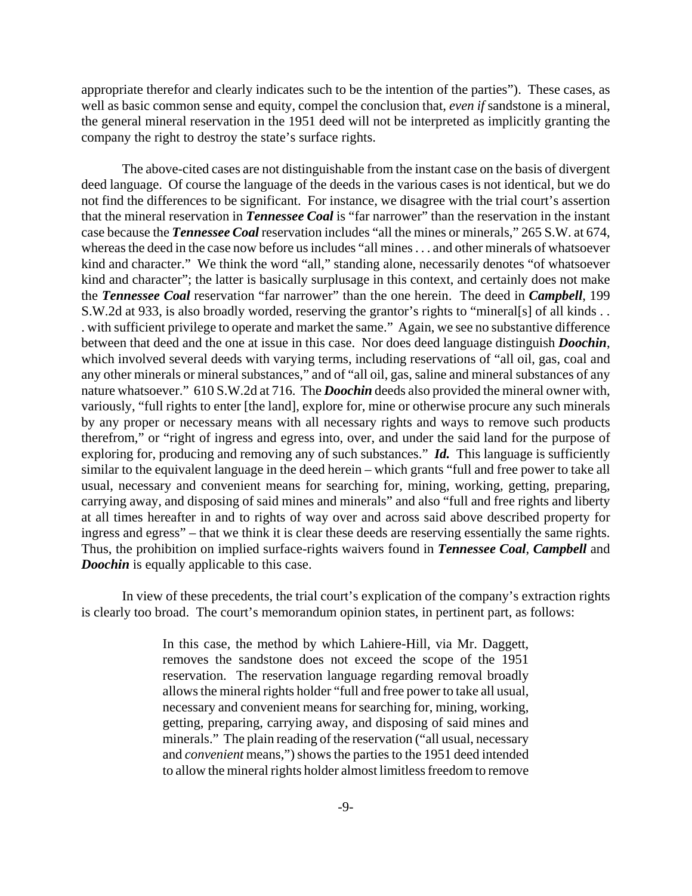appropriate therefor and clearly indicates such to be the intention of the parties"). These cases, as well as basic common sense and equity, compel the conclusion that, *even if* sandstone is a mineral, the general mineral reservation in the 1951 deed will not be interpreted as implicitly granting the company the right to destroy the state's surface rights.

The above-cited cases are not distinguishable from the instant case on the basis of divergent deed language. Of course the language of the deeds in the various cases is not identical, but we do not find the differences to be significant. For instance, we disagree with the trial court's assertion that the mineral reservation in ***Tennessee Coal*** is "far narrower" than the reservation in the instant case because the ***Tennessee Coal*** reservation includes "all the mines or minerals," 265 S.W. at 674, whereas the deed in the case now before us includes "all mines . . . and other minerals of whatsoever kind and character." We think the word "all," standing alone, necessarily denotes "of whatsoever kind and character"; the latter is basically surplusage in this context, and certainly does not make the ***Tennessee Coal*** reservation "far narrower" than the one herein. The deed in ***Campbell***, 199 S.W.2d at 933, is also broadly worded, reserving the grantor's rights to "mineral[s] of all kinds . . . with sufficient privilege to operate and market the same." Again, we see no substantive difference between that deed and the one at issue in this case. Nor does deed language distinguish ***Doochin***, which involved several deeds with varying terms, including reservations of "all oil, gas, coal and any other minerals or mineral substances," and of "all oil, gas, saline and mineral substances of any nature whatsoever." 610 S.W.2d at 716. The ***Doochin*** deeds also provided the mineral owner with, variously, "full rights to enter [the land], explore for, mine or otherwise procure any such minerals by any proper or necessary means with all necessary rights and ways to remove such products therefrom," or "right of ingress and egress into, over, and under the said land for the purpose of exploring for, producing and removing any of such substances." ***Id.*** This language is sufficiently similar to the equivalent language in the deed herein – which grants "full and free power to take all usual, necessary and convenient means for searching for, mining, working, getting, preparing, carrying away, and disposing of said mines and minerals" and also "full and free rights and liberty at all times hereafter in and to rights of way over and across said above described property for ingress and egress" – that we think it is clear these deeds are reserving essentially the same rights. Thus, the prohibition on implied surface-rights waivers found in ***Tennessee Coal***, ***Campbell*** and ***Doochin*** is equally applicable to this case.

In view of these precedents, the trial court's explication of the company's extraction rights is clearly too broad. The court's memorandum opinion states, in pertinent part, as follows:

> In this case, the method by which Lahiere-Hill, via Mr. Daggett, removes the sandstone does not exceed the scope of the 1951 reservation. The reservation language regarding removal broadly allows the mineral rights holder "full and free power to take all usual, necessary and convenient means for searching for, mining, working, getting, preparing, carrying away, and disposing of said mines and minerals." The plain reading of the reservation ("all usual, necessary and *convenient* means,") shows the parties to the 1951 deed intended to allow the mineral rights holder almost limitless freedom to remove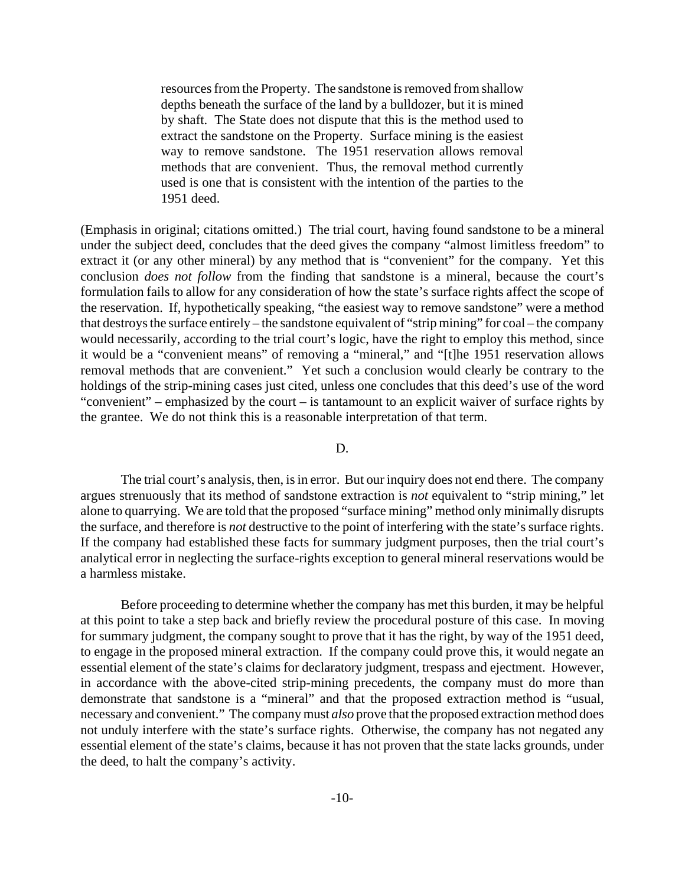> resources from the Property. The sandstone is removed from shallow depths beneath the surface of the land by a bulldozer, but it is mined by shaft. The State does not dispute that this is the method used to extract the sandstone on the Property. Surface mining is the easiest way to remove sandstone. The 1951 reservation allows removal methods that are convenient. Thus, the removal method currently used is one that is consistent with the intention of the parties to the 1951 deed.

(Emphasis in original; citations omitted.) The trial court, having found sandstone to be a mineral under the subject deed, concludes that the deed gives the company "almost limitless freedom" to extract it (or any other mineral) by any method that is "convenient" for the company. Yet this conclusion *does not follow* from the finding that sandstone is a mineral, because the court's formulation fails to allow for any consideration of how the state's surface rights affect the scope of the reservation. If, hypothetically speaking, "the easiest way to remove sandstone" were a method that destroys the surface entirely – the sandstone equivalent of "strip mining" for coal – the company would necessarily, according to the trial court's logic, have the right to employ this method, since it would be a "convenient means" of removing a "mineral," and "[t]he 1951 reservation allows removal methods that are convenient." Yet such a conclusion would clearly be contrary to the holdings of the strip-mining cases just cited, unless one concludes that this deed's use of the word "convenient" – emphasized by the court – is tantamount to an explicit waiver of surface rights by the grantee. We do not think this is a reasonable interpretation of that term.

D.

The trial court's analysis, then, is in error. But our inquiry does not end there. The company argues strenuously that its method of sandstone extraction is *not* equivalent to "strip mining," let alone to quarrying. We are told that the proposed "surface mining" method only minimally disrupts the surface, and therefore is *not* destructive to the point of interfering with the state's surface rights. If the company had established these facts for summary judgment purposes, then the trial court's analytical error in neglecting the surface-rights exception to general mineral reservations would be a harmless mistake.

Before proceeding to determine whether the company has met this burden, it may be helpful at this point to take a step back and briefly review the procedural posture of this case. In moving for summary judgment, the company sought to prove that it has the right, by way of the 1951 deed, to engage in the proposed mineral extraction. If the company could prove this, it would negate an essential element of the state's claims for declaratory judgment, trespass and ejectment. However, in accordance with the above-cited strip-mining precedents, the company must do more than demonstrate that sandstone is a "mineral" and that the proposed extraction method is "usual, necessary and convenient." The company must *also* prove that the proposed extraction method does not unduly interfere with the state's surface rights. Otherwise, the company has not negated any essential element of the state's claims, because it has not proven that the state lacks grounds, under the deed, to halt the company's activity.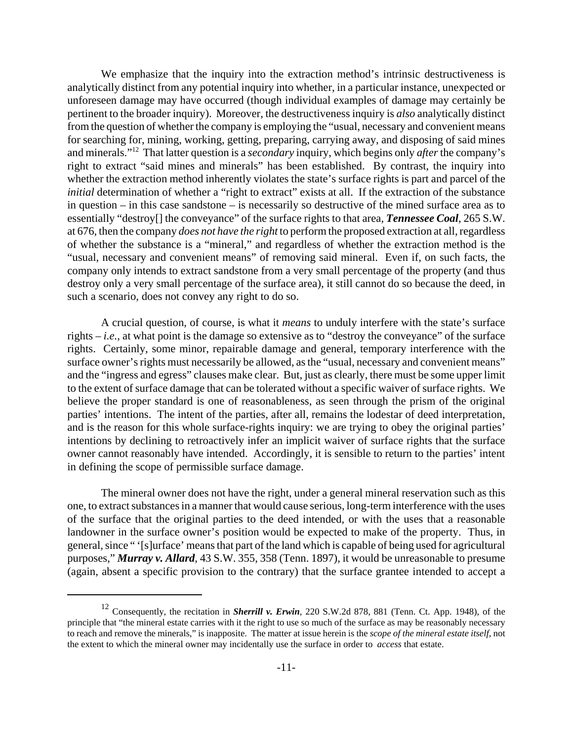We emphasize that the inquiry into the extraction method's intrinsic destructiveness is analytically distinct from any potential inquiry into whether, in a particular instance, unexpected or unforeseen damage may have occurred (though individual examples of damage may certainly be pertinent to the broader inquiry). Moreover, the destructiveness inquiry is *also* analytically distinct from the question of whether the company is employing the "usual, necessary and convenient means for searching for, mining, working, getting, preparing, carrying away, and disposing of said mines and minerals."[12] That latter question is a *secondary* inquiry, which begins only *after* the company's right to extract "said mines and minerals" has been established. By contrast, the inquiry into whether the extraction method inherently violates the state's surface rights is part and parcel of the *initial* determination of whether a "right to extract" exists at all. If the extraction of the substance in question – in this case sandstone – is necessarily so destructive of the mined surface area as to essentially "destroy[] the conveyance" of the surface rights to that area, ***Tennessee Coal***, 265 S.W. at 676, then the company *does not have the right* to perform the proposed extraction at all, regardless of whether the substance is a "mineral," and regardless of whether the extraction method is the "usual, necessary and convenient means" of removing said mineral. Even if, on such facts, the company only intends to extract sandstone from a very small percentage of the property (and thus destroy only a very small percentage of the surface area), it still cannot do so because the deed, in such a scenario, does not convey any right to do so.

A crucial question, of course, is what it *means* to unduly interfere with the state's surface rights – *i.e.*, at what point is the damage so extensive as to "destroy the conveyance" of the surface rights. Certainly, some minor, repairable damage and general, temporary interference with the surface owner's rights must necessarily be allowed, as the "usual, necessary and convenient means" and the "ingress and egress" clauses make clear. But, just as clearly, there must be some upper limit to the extent of surface damage that can be tolerated without a specific waiver of surface rights. We believe the proper standard is one of reasonableness, as seen through the prism of the original parties' intentions. The intent of the parties, after all, remains the lodestar of deed interpretation, and is the reason for this whole surface-rights inquiry: we are trying to obey the original parties' intentions by declining to retroactively infer an implicit waiver of surface rights that the surface owner cannot reasonably have intended. Accordingly, it is sensible to return to the parties' intent in defining the scope of permissible surface damage.

The mineral owner does not have the right, under a general mineral reservation such as this one, to extract substances in a manner that would cause serious, long-term interference with the uses of the surface that the original parties to the deed intended, or with the uses that a reasonable landowner in the surface owner's position would be expected to make of the property. Thus, in general, since " '[s]urface' means that part of the land which is capable of being used for agricultural purposes," ***Murray v. Allard***, 43 S.W. 355, 358 (Tenn. 1897), it would be unreasonable to presume (again, absent a specific provision to the contrary) that the surface grantee intended to accept a

---

[12] Consequently, the recitation in ***Sherrill v. Erwin***, 220 S.W.2d 878, 881 (Tenn. Ct. App. 1948), of the principle that "the mineral estate carries with it the right to use so much of the surface as may be reasonably necessary to reach and remove the minerals," is inapposite. The matter at issue herein is the *scope of the mineral estate itself*, not the extent to which the mineral owner may incidentally use the surface in order to *access* that estate.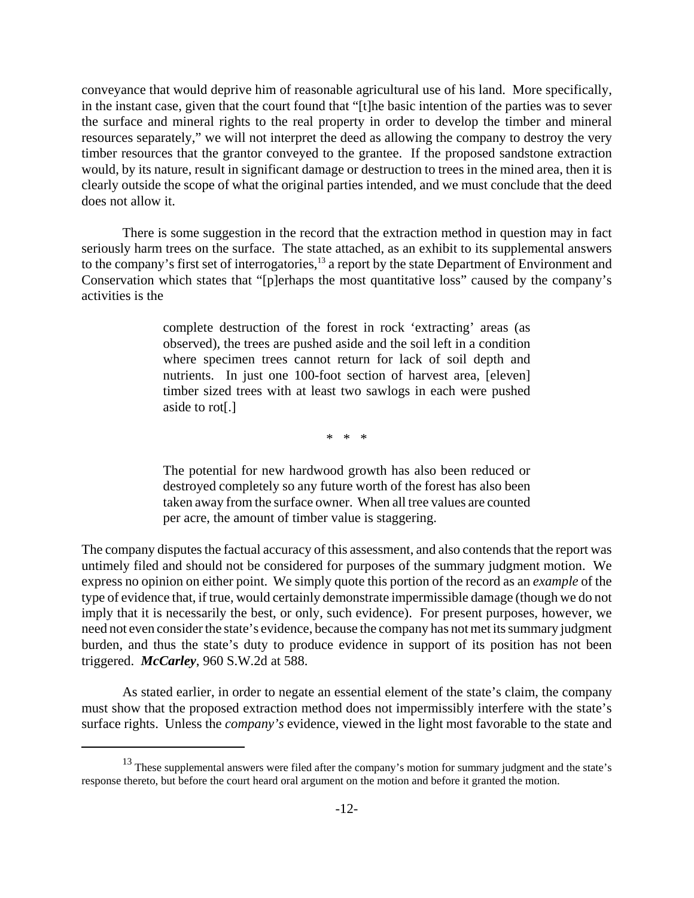conveyance that would deprive him of reasonable agricultural use of his land. More specifically, in the instant case, given that the court found that "[t]he basic intention of the parties was to sever the surface and mineral rights to the real property in order to develop the timber and mineral resources separately," we will not interpret the deed as allowing the company to destroy the very timber resources that the grantor conveyed to the grantee. If the proposed sandstone extraction would, by its nature, result in significant damage or destruction to trees in the mined area, then it is clearly outside the scope of what the original parties intended, and we must conclude that the deed does not allow it.

There is some suggestion in the record that the extraction method in question may in fact seriously harm trees on the surface. The state attached, as an exhibit to its supplemental answers to the company's first set of interrogatories,[13] a report by the state Department of Environment and Conservation which states that "[p]erhaps the most quantitative loss" caused by the company's activities is the

> complete destruction of the forest in rock 'extracting' areas (as observed), the trees are pushed aside and the soil left in a condition where specimen trees cannot return for lack of soil depth and nutrients. In just one 100-foot section of harvest area, [eleven] timber sized trees with at least two sawlogs in each were pushed aside to rot[.]
>
> \* \* \*
>
> The potential for new hardwood growth has also been reduced or destroyed completely so any future worth of the forest has also been taken away from the surface owner. When all tree values are counted per acre, the amount of timber value is staggering.

The company disputes the factual accuracy of this assessment, and also contends that the report was untimely filed and should not be considered for purposes of the summary judgment motion. We express no opinion on either point. We simply quote this portion of the record as an *example* of the type of evidence that, if true, would certainly demonstrate impermissible damage (though we do not imply that it is necessarily the best, or only, such evidence). For present purposes, however, we need not even consider the state's evidence, because the company has not met its summary judgment burden, and thus the state's duty to produce evidence in support of its position has not been triggered. ***McCarley***, 960 S.W.2d at 588.

As stated earlier, in order to negate an essential element of the state's claim, the company must show that the proposed extraction method does not impermissibly interfere with the state's surface rights. Unless the *company's* evidence, viewed in the light most favorable to the state and

[13] These supplemental answers were filed after the company's motion for summary judgment and the state's response thereto, but before the court heard oral argument on the motion and before it granted the motion.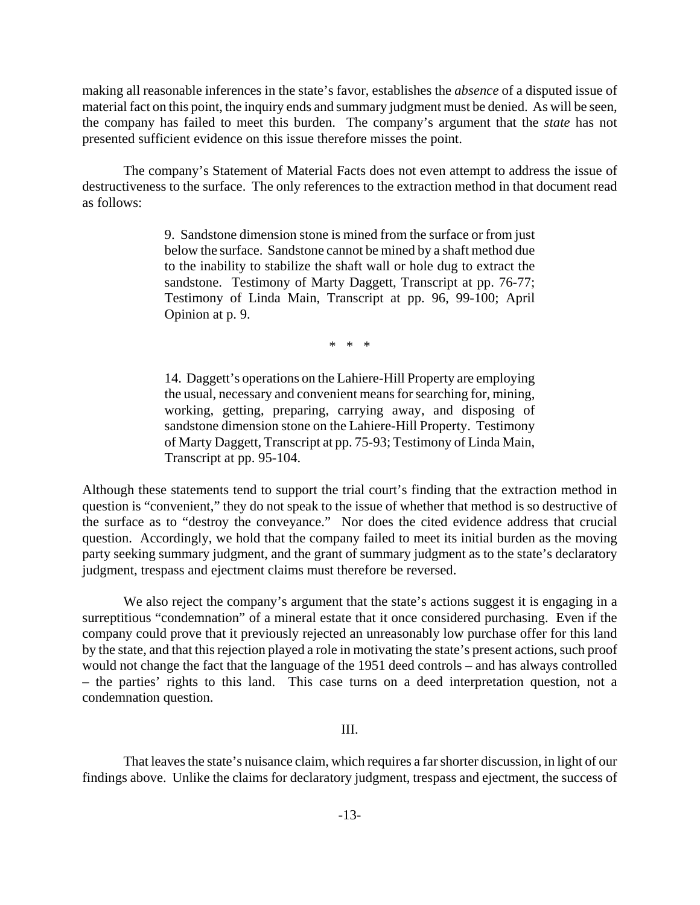making all reasonable inferences in the state's favor, establishes the *absence* of a disputed issue of material fact on this point, the inquiry ends and summary judgment must be denied. As will be seen, the company has failed to meet this burden. The company's argument that the *state* has not presented sufficient evidence on this issue therefore misses the point.

The company's Statement of Material Facts does not even attempt to address the issue of destructiveness to the surface. The only references to the extraction method in that document read as follows:

> 9. Sandstone dimension stone is mined from the surface or from just below the surface. Sandstone cannot be mined by a shaft method due to the inability to stabilize the shaft wall or hole dug to extract the sandstone. Testimony of Marty Daggett, Transcript at pp. 76-77; Testimony of Linda Main, Transcript at pp. 96, 99-100; April Opinion at p. 9.
>
> \* \* \*
>
> 14. Daggett's operations on the Lahiere-Hill Property are employing the usual, necessary and convenient means for searching for, mining, working, getting, preparing, carrying away, and disposing of sandstone dimension stone on the Lahiere-Hill Property. Testimony of Marty Daggett, Transcript at pp. 75-93; Testimony of Linda Main, Transcript at pp. 95-104.

Although these statements tend to support the trial court's finding that the extraction method in question is "convenient," they do not speak to the issue of whether that method is so destructive of the surface as to "destroy the conveyance." Nor does the cited evidence address that crucial question. Accordingly, we hold that the company failed to meet its initial burden as the moving party seeking summary judgment, and the grant of summary judgment as to the state's declaratory judgment, trespass and ejectment claims must therefore be reversed.

We also reject the company's argument that the state's actions suggest it is engaging in a surreptitious "condemnation" of a mineral estate that it once considered purchasing. Even if the company could prove that it previously rejected an unreasonably low purchase offer for this land by the state, and that this rejection played a role in motivating the state's present actions, such proof would not change the fact that the language of the 1951 deed controls – and has always controlled – the parties' rights to this land. This case turns on a deed interpretation question, not a condemnation question.

III.

That leaves the state's nuisance claim, which requires a far shorter discussion, in light of our findings above. Unlike the claims for declaratory judgment, trespass and ejectment, the success of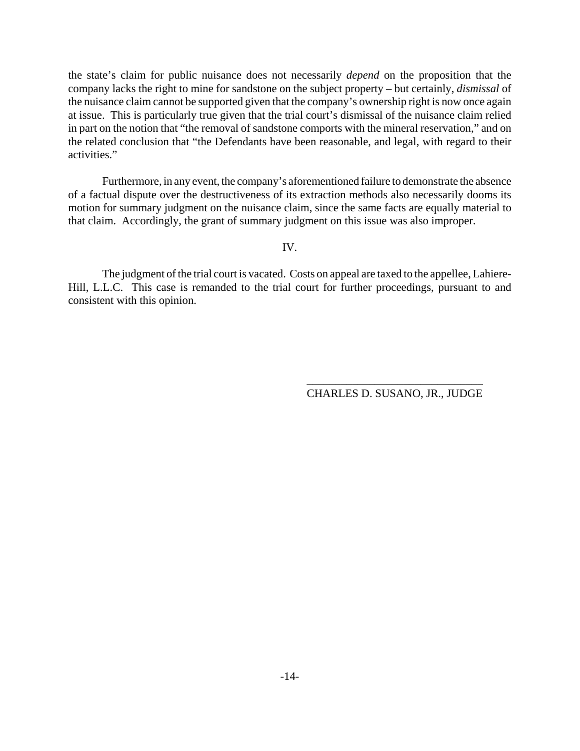the state's claim for public nuisance does not necessarily *depend* on the proposition that the company lacks the right to mine for sandstone on the subject property – but certainly, *dismissal* of the nuisance claim cannot be supported given that the company's ownership right is now once again at issue. This is particularly true given that the trial court's dismissal of the nuisance claim relied in part on the notion that "the removal of sandstone comports with the mineral reservation," and on the related conclusion that "the Defendants have been reasonable, and legal, with regard to their activities."

Furthermore, in any event, the company's aforementioned failure to demonstrate the absence of a factual dispute over the destructiveness of its extraction methods also necessarily dooms its motion for summary judgment on the nuisance claim, since the same facts are equally material to that claim. Accordingly, the grant of summary judgment on this issue was also improper.

IV.

The judgment of the trial court is vacated. Costs on appeal are taxed to the appellee, Lahiere-Hill, L.L.C. This case is remanded to the trial court for further proceedings, pursuant to and consistent with this opinion.

_______________________________
CHARLES D. SUSANO, JR., JUDGE